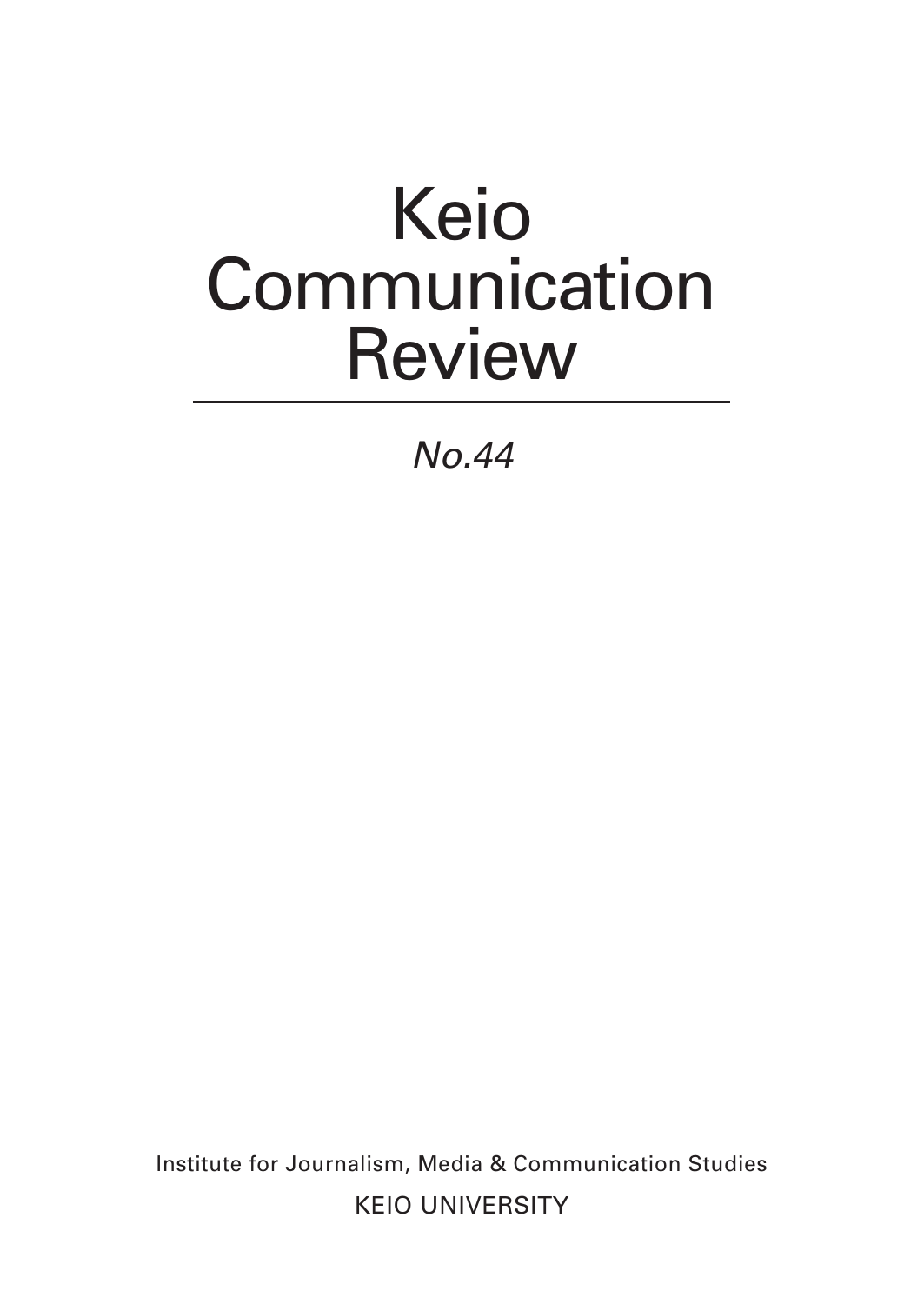# Keio Communication Review

*No.44*

Institute for Journalism, Media & Communication Studies

KEIO UNIVERSITY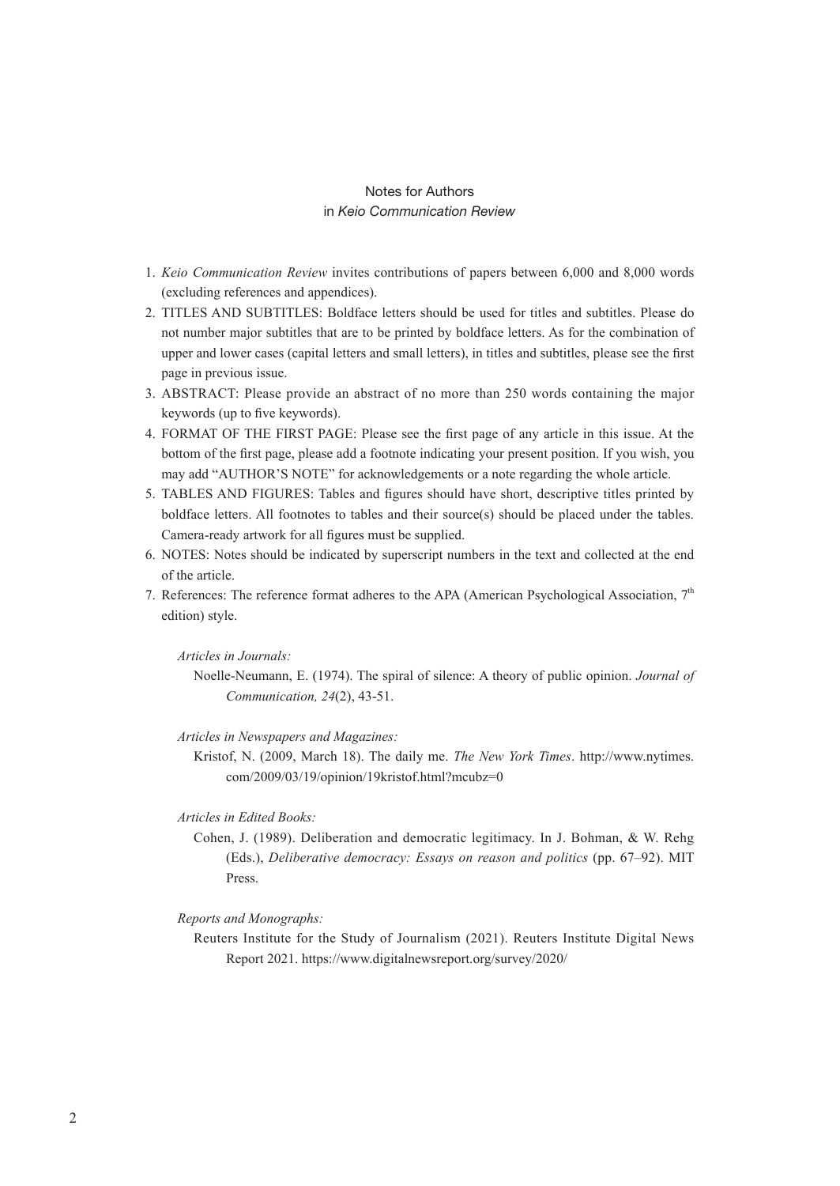Notes for Authors
in *Keio Communication Review*

1. *Keio Communication Review* invites contributions of papers between 6,000 and 8,000 words (excluding references and appendices).
2. TITLES AND SUBTITLES: Boldface letters should be used for titles and subtitles. Please do not number major subtitles that are to be printed by boldface letters. As for the combination of upper and lower cases (capital letters and small letters), in titles and subtitles, please see the first page in previous issue.
3. ABSTRACT: Please provide an abstract of no more than 250 words containing the major keywords (up to five keywords).
4. FORMAT OF THE FIRST PAGE: Please see the first page of any article in this issue. At the bottom of the first page, please add a footnote indicating your present position. If you wish, you may add "AUTHOR'S NOTE" for acknowledgements or a note regarding the whole article.
5. TABLES AND FIGURES: Tables and figures should have short, descriptive titles printed by boldface letters. All footnotes to tables and their source(s) should be placed under the tables. Camera-ready artwork for all figures must be supplied.
6. NOTES: Notes should be indicated by superscript numbers in the text and collected at the end of the article.
7. References: The reference format adheres to the APA (American Psychological Association, 7th edition) style.

   *Articles in Journals:*

   Noelle-Neumann, E. (1974). The spiral of silence: A theory of public opinion. *Journal of Communication, 24*(2), 43-51.

   *Articles in Newspapers and Magazines:*

   Kristof, N. (2009, March 18). The daily me. *The New York Times*. http://www.nytimes.com/2009/03/19/opinion/19kristof.html?mcubz=0

   *Articles in Edited Books:*

   Cohen, J. (1989). Deliberation and democratic legitimacy. In J. Bohman, & W. Rehg (Eds.), *Deliberative democracy: Essays on reason and politics* (pp. 67–92). MIT Press.

   *Reports and Monographs:*

   Reuters Institute for the Study of Journalism (2021). Reuters Institute Digital News Report 2021. https://www.digitalnewsreport.org/survey/2020/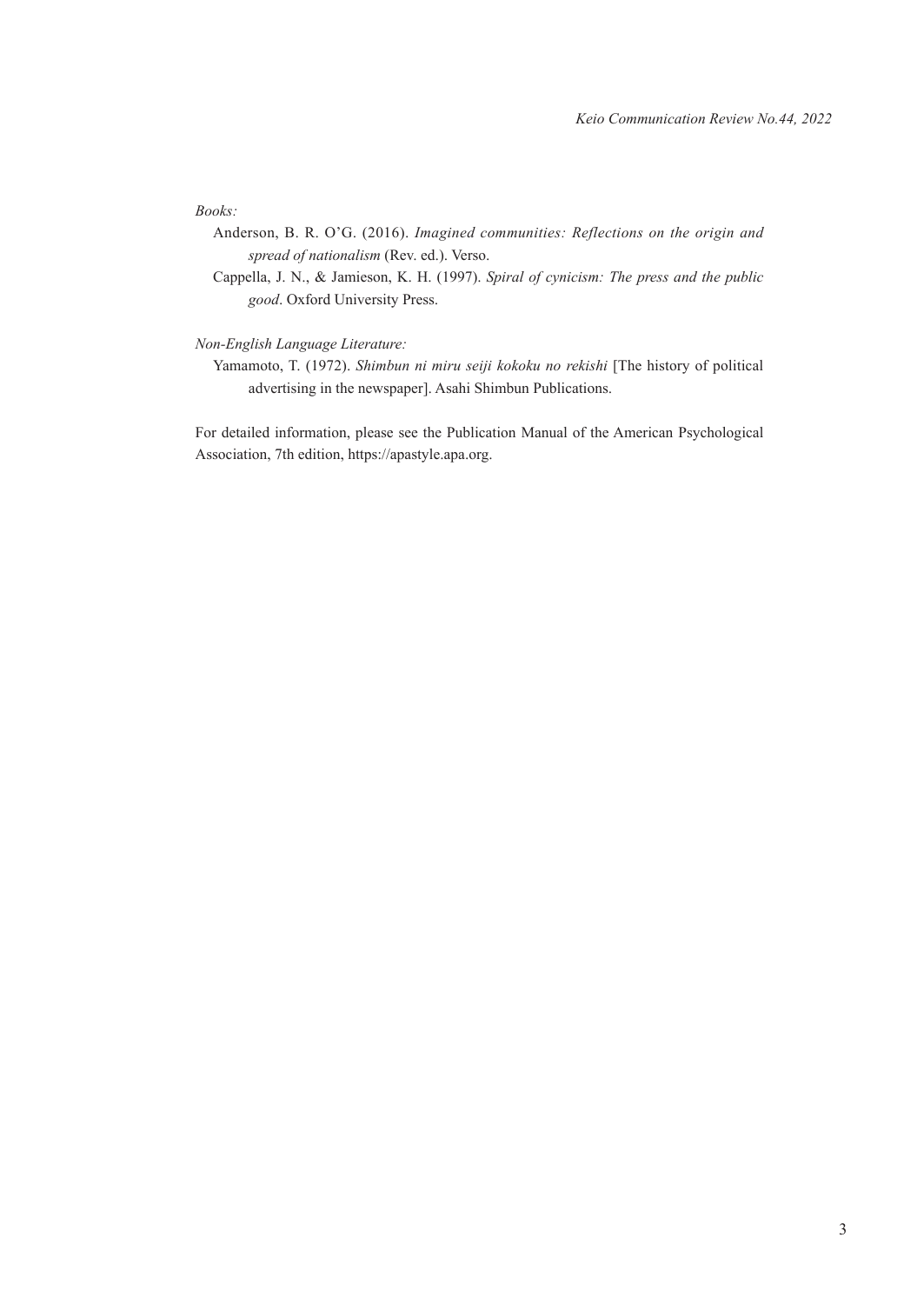*Books:*

Anderson, B. R. O'G. (2016). *Imagined communities: Reflections on the origin and spread of nationalism* (Rev. ed.). Verso.

Cappella, J. N., & Jamieson, K. H. (1997). *Spiral of cynicism: The press and the public good*. Oxford University Press.

*Non-English Language Literature:*

Yamamoto, T. (1972). *Shimbun ni miru seiji kokoku no rekishi* [The history of political advertising in the newspaper]. Asahi Shimbun Publications.

For detailed information, please see the Publication Manual of the American Psychological Association, 7th edition, https://apastyle.apa.org.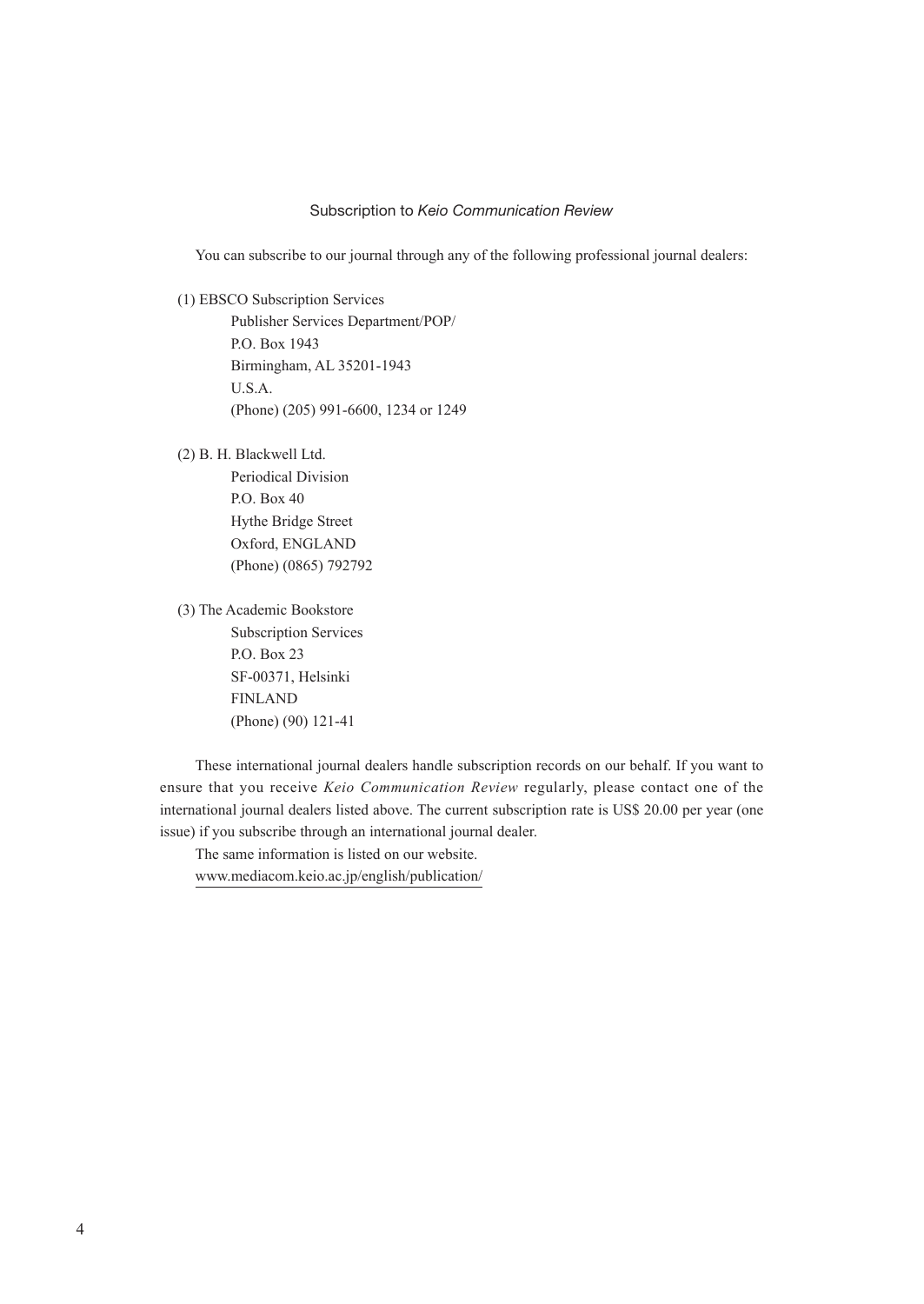## Subscription to *Keio Communication Review*

You can subscribe to our journal through any of the following professional journal dealers:

(1) EBSCO Subscription Services
Publisher Services Department/POP/
P.O. Box 1943
Birmingham, AL 35201-1943
U.S.A.
(Phone) (205) 991-6600, 1234 or 1249

(2) B. H. Blackwell Ltd.
Periodical Division
P.O. Box 40
Hythe Bridge Street
Oxford, ENGLAND
(Phone) (0865) 792792

(3) The Academic Bookstore
Subscription Services
P.O. Box 23
SF-00371, Helsinki
FINLAND
(Phone) (90) 121-41

These international journal dealers handle subscription records on our behalf. If you want to ensure that you receive *Keio Communication Review* regularly, please contact one of the international journal dealers listed above. The current subscription rate is US$ 20.00 per year (one issue) if you subscribe through an international journal dealer.

The same information is listed on our website.
www.mediacom.keio.ac.jp/english/publication/